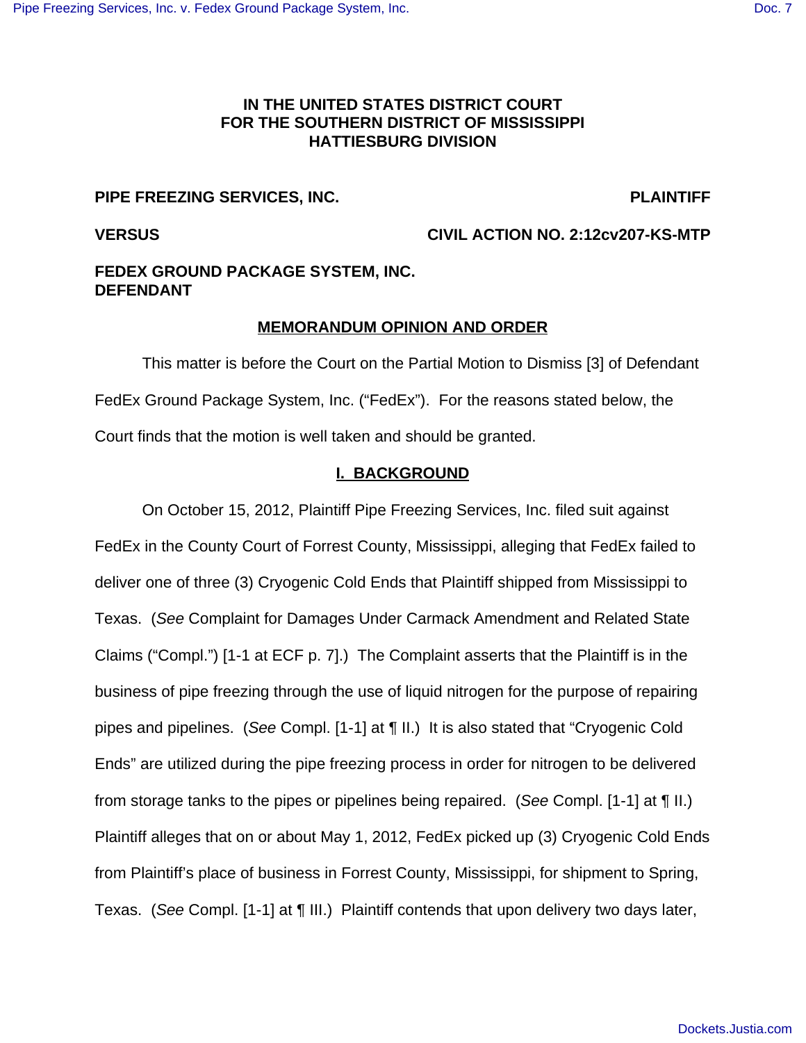**IN THE UNITED STATES DISTRICT COURT**
**FOR THE SOUTHERN DISTRICT OF MISSISSIPPI**
**HATTIESBURG DIVISION**

**PIPE FREEZING SERVICES, INC.** **PLAINTIFF**

**VERSUS** **CIVIL ACTION NO. 2:12cv207-KS-MTP**

**FEDEX GROUND PACKAGE SYSTEM, INC.**
**DEFENDANT**

**MEMORANDUM OPINION AND ORDER**

This matter is before the Court on the Partial Motion to Dismiss [3] of Defendant FedEx Ground Package System, Inc. ("FedEx"). For the reasons stated below, the Court finds that the motion is well taken and should be granted.

## I. BACKGROUND

On October 15, 2012, Plaintiff Pipe Freezing Services, Inc. filed suit against FedEx in the County Court of Forrest County, Mississippi, alleging that FedEx failed to deliver one of three (3) Cryogenic Cold Ends that Plaintiff shipped from Mississippi to Texas. (*See* Complaint for Damages Under Carmack Amendment and Related State Claims ("Compl.") [1-1 at ECF p. 7].) The Complaint asserts that the Plaintiff is in the business of pipe freezing through the use of liquid nitrogen for the purpose of repairing pipes and pipelines. (*See* Compl. [1-1] at ¶ II.) It is also stated that "Cryogenic Cold Ends" are utilized during the pipe freezing process in order for nitrogen to be delivered from storage tanks to the pipes or pipelines being repaired. (*See* Compl. [1-1] at ¶ II.) Plaintiff alleges that on or about May 1, 2012, FedEx picked up (3) Cryogenic Cold Ends from Plaintiff's place of business in Forrest County, Mississippi, for shipment to Spring, Texas. (*See* Compl. [1-1] at ¶ III.) Plaintiff contends that upon delivery two days later,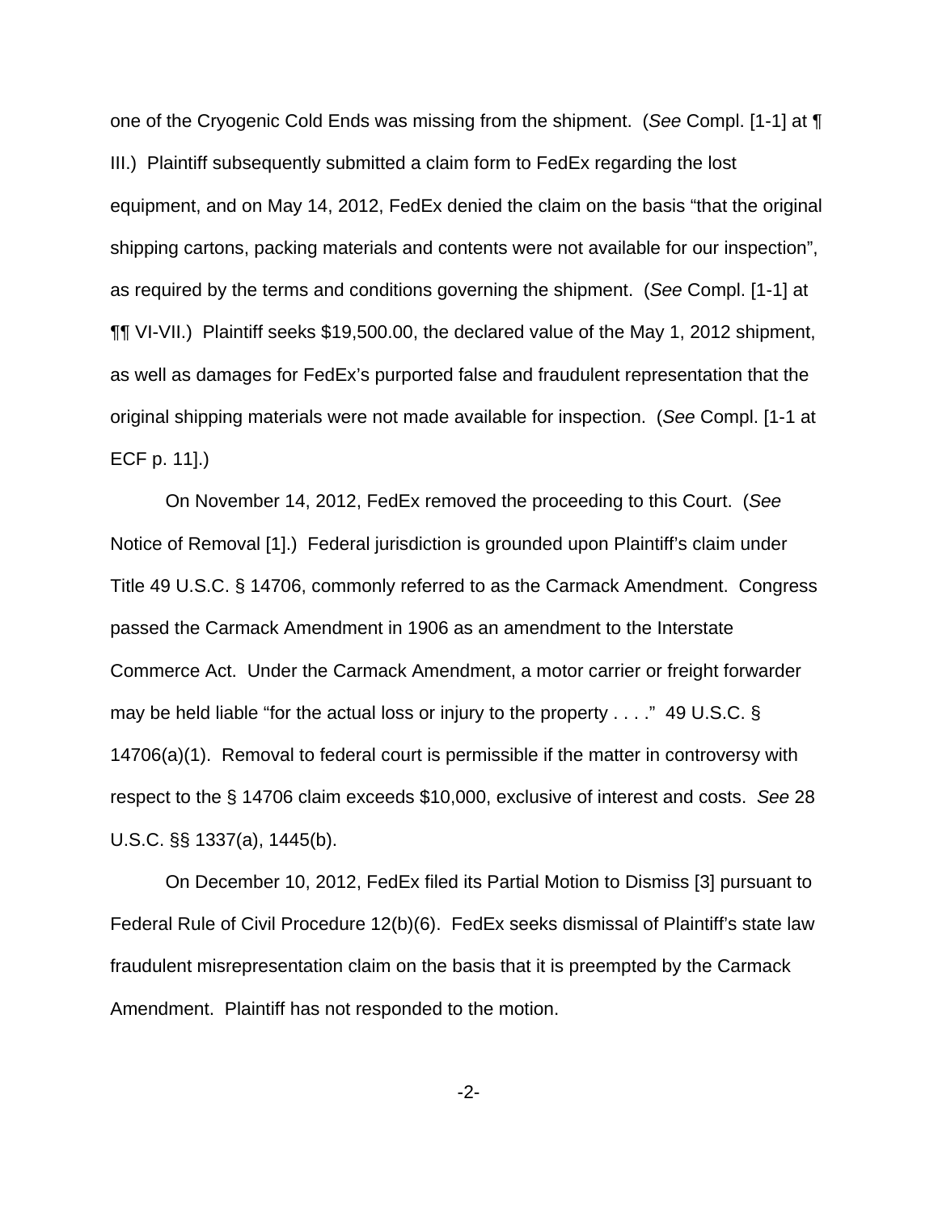one of the Cryogenic Cold Ends was missing from the shipment. (*See* Compl. [1-1] at ¶ III.) Plaintiff subsequently submitted a claim form to FedEx regarding the lost equipment, and on May 14, 2012, FedEx denied the claim on the basis "that the original shipping cartons, packing materials and contents were not available for our inspection", as required by the terms and conditions governing the shipment. (*See* Compl. [1-1] at ¶¶ VI-VII.) Plaintiff seeks $19,500.00, the declared value of the May 1, 2012 shipment, as well as damages for FedEx's purported false and fraudulent representation that the original shipping materials were not made available for inspection. (*See* Compl. [1-1 at ECF p. 11].)

On November 14, 2012, FedEx removed the proceeding to this Court. (*See* Notice of Removal [1].) Federal jurisdiction is grounded upon Plaintiff's claim under Title 49 U.S.C. § 14706, commonly referred to as the Carmack Amendment. Congress passed the Carmack Amendment in 1906 as an amendment to the Interstate Commerce Act. Under the Carmack Amendment, a motor carrier or freight forwarder may be held liable "for the actual loss or injury to the property . . . ." 49 U.S.C. § 14706(a)(1). Removal to federal court is permissible if the matter in controversy with respect to the § 14706 claim exceeds $10,000, exclusive of interest and costs. *See* 28 U.S.C. §§ 1337(a), 1445(b).

On December 10, 2012, FedEx filed its Partial Motion to Dismiss [3] pursuant to Federal Rule of Civil Procedure 12(b)(6). FedEx seeks dismissal of Plaintiff's state law fraudulent misrepresentation claim on the basis that it is preempted by the Carmack Amendment. Plaintiff has not responded to the motion.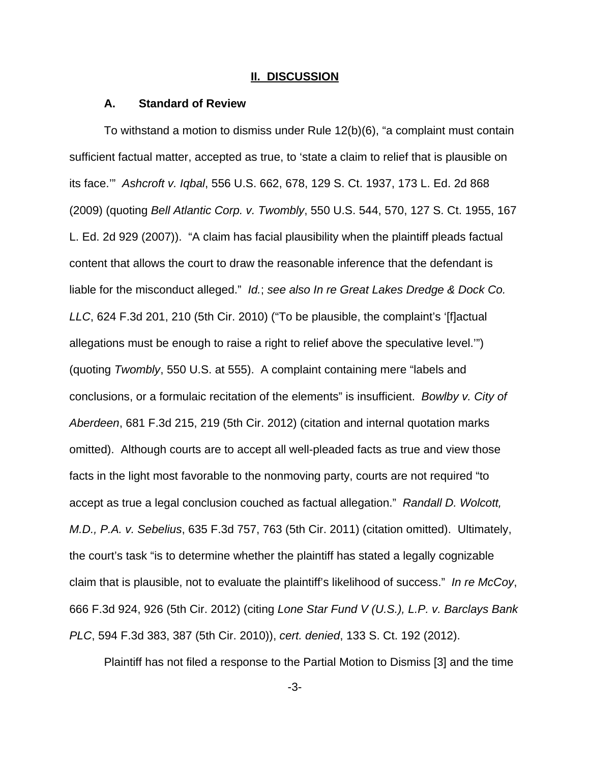## II. DISCUSSION

### A. Standard of Review

To withstand a motion to dismiss under Rule 12(b)(6), "a complaint must contain sufficient factual matter, accepted as true, to 'state a claim to relief that is plausible on its face.'" *Ashcroft v. Iqbal*, 556 U.S. 662, 678, 129 S. Ct. 1937, 173 L. Ed. 2d 868 (2009) (quoting *Bell Atlantic Corp. v. Twombly*, 550 U.S. 544, 570, 127 S. Ct. 1955, 167 L. Ed. 2d 929 (2007)). "A claim has facial plausibility when the plaintiff pleads factual content that allows the court to draw the reasonable inference that the defendant is liable for the misconduct alleged." *Id.*; *see also In re Great Lakes Dredge & Dock Co. LLC*, 624 F.3d 201, 210 (5th Cir. 2010) ("To be plausible, the complaint's '[f]actual allegations must be enough to raise a right to relief above the speculative level.'") (quoting *Twombly*, 550 U.S. at 555). A complaint containing mere "labels and conclusions, or a formulaic recitation of the elements" is insufficient. *Bowlby v. City of Aberdeen*, 681 F.3d 215, 219 (5th Cir. 2012) (citation and internal quotation marks omitted). Although courts are to accept all well-pleaded facts as true and view those facts in the light most favorable to the nonmoving party, courts are not required "to accept as true a legal conclusion couched as factual allegation." *Randall D. Wolcott, M.D., P.A. v. Sebelius*, 635 F.3d 757, 763 (5th Cir. 2011) (citation omitted). Ultimately, the court's task "is to determine whether the plaintiff has stated a legally cognizable claim that is plausible, not to evaluate the plaintiff's likelihood of success." *In re McCoy*, 666 F.3d 924, 926 (5th Cir. 2012) (citing *Lone Star Fund V (U.S.), L.P. v. Barclays Bank PLC*, 594 F.3d 383, 387 (5th Cir. 2010)), *cert. denied*, 133 S. Ct. 192 (2012).

Plaintiff has not filed a response to the Partial Motion to Dismiss [3] and the time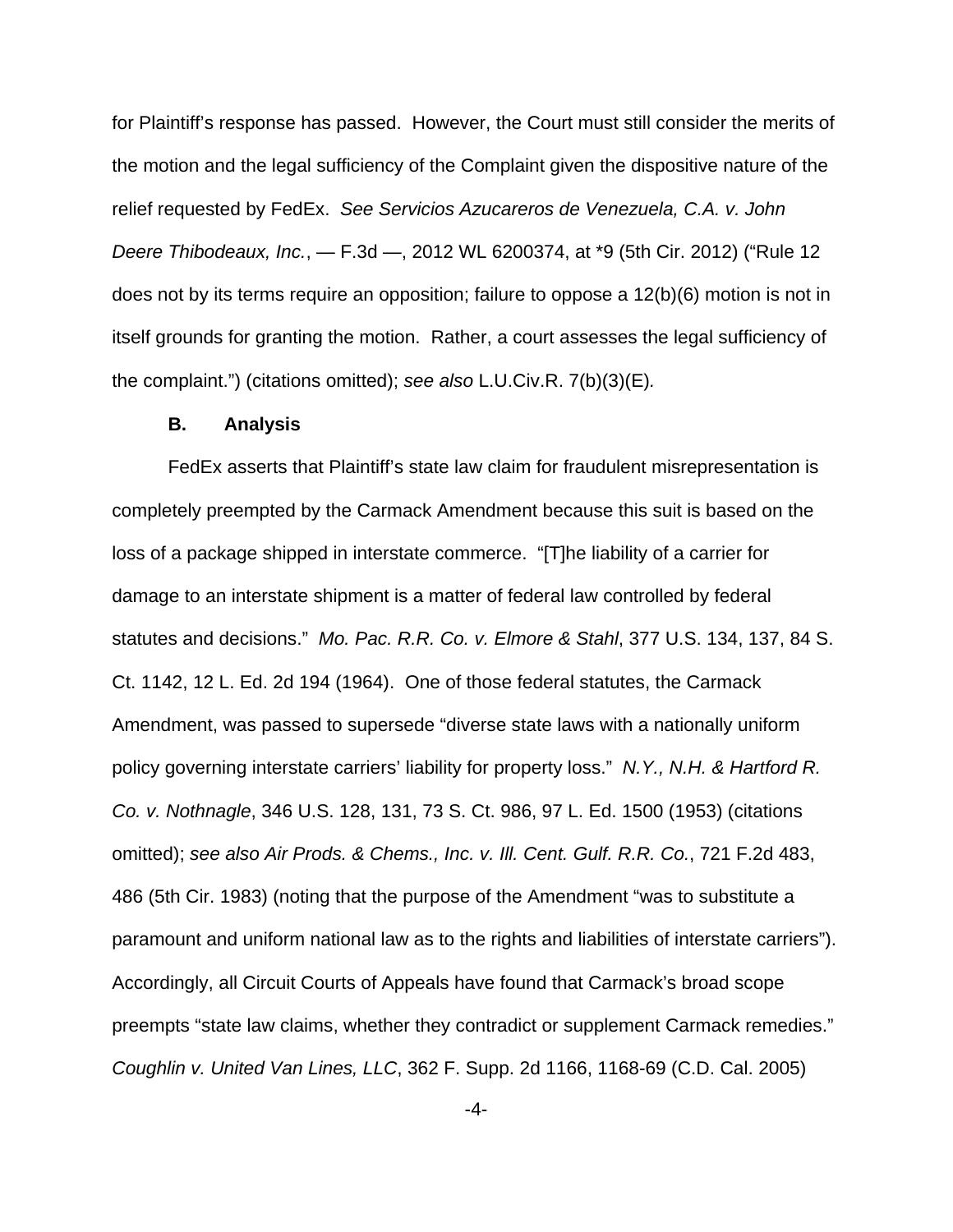for Plaintiff's response has passed. However, the Court must still consider the merits of the motion and the legal sufficiency of the Complaint given the dispositive nature of the relief requested by FedEx. *See Servicios Azucareros de Venezuela, C.A. v. John Deere Thibodeaux, Inc.*, — F.3d —, 2012 WL 6200374, at *9 (5th Cir. 2012) ("Rule 12 does not by its terms require an opposition; failure to oppose a 12(b)(6) motion is not in itself grounds for granting the motion. Rather, a court assesses the legal sufficiency of the complaint.") (citations omitted); *see also* L.U.Civ.R. 7(b)(3)(E).

**B. Analysis**

FedEx asserts that Plaintiff's state law claim for fraudulent misrepresentation is completely preempted by the Carmack Amendment because this suit is based on the loss of a package shipped in interstate commerce. "[T]he liability of a carrier for damage to an interstate shipment is a matter of federal law controlled by federal statutes and decisions." *Mo. Pac. R.R. Co. v. Elmore & Stahl*, 377 U.S. 134, 137, 84 S. Ct. 1142, 12 L. Ed. 2d 194 (1964). One of those federal statutes, the Carmack Amendment, was passed to supersede "diverse state laws with a nationally uniform policy governing interstate carriers' liability for property loss." *N.Y., N.H. & Hartford R. Co. v. Nothnagle*, 346 U.S. 128, 131, 73 S. Ct. 986, 97 L. Ed. 1500 (1953) (citations omitted); *see also Air Prods. & Chems., Inc. v. Ill. Cent. Gulf. R.R. Co.*, 721 F.2d 483, 486 (5th Cir. 1983) (noting that the purpose of the Amendment "was to substitute a paramount and uniform national law as to the rights and liabilities of interstate carriers"). Accordingly, all Circuit Courts of Appeals have found that Carmack's broad scope preempts "state law claims, whether they contradict or supplement Carmack remedies." *Coughlin v. United Van Lines, LLC*, 362 F. Supp. 2d 1166, 1168-69 (C.D. Cal. 2005)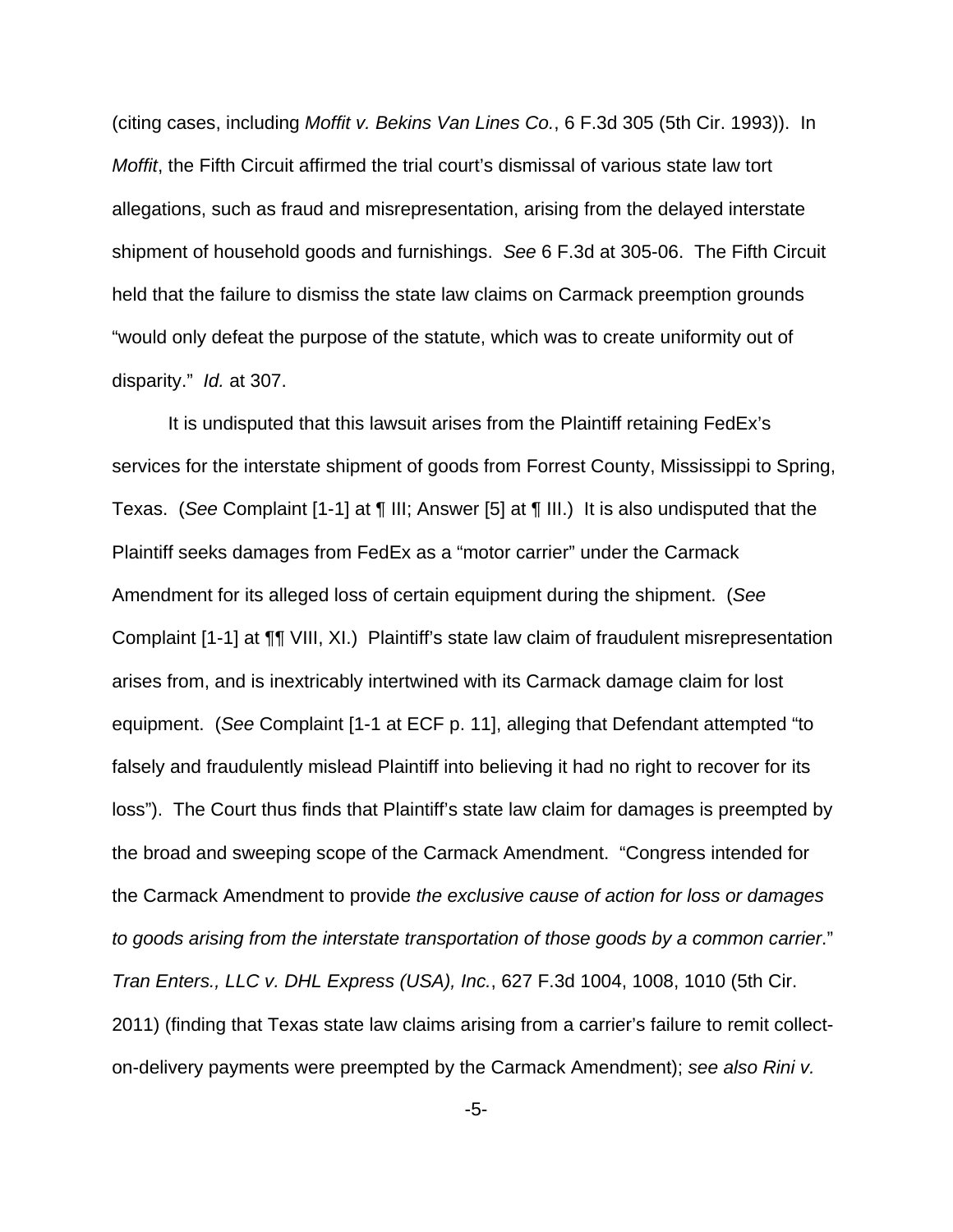(citing cases, including *Moffit v. Bekins Van Lines Co.*, 6 F.3d 305 (5th Cir. 1993)). In *Moffit*, the Fifth Circuit affirmed the trial court's dismissal of various state law tort allegations, such as fraud and misrepresentation, arising from the delayed interstate shipment of household goods and furnishings. *See* 6 F.3d at 305-06. The Fifth Circuit held that the failure to dismiss the state law claims on Carmack preemption grounds "would only defeat the purpose of the statute, which was to create uniformity out of disparity." *Id.* at 307.

It is undisputed that this lawsuit arises from the Plaintiff retaining FedEx's services for the interstate shipment of goods from Forrest County, Mississippi to Spring, Texas. (*See* Complaint [1-1] at ¶ III; Answer [5] at ¶ III.) It is also undisputed that the Plaintiff seeks damages from FedEx as a "motor carrier" under the Carmack Amendment for its alleged loss of certain equipment during the shipment. (*See* Complaint [1-1] at ¶¶ VIII, XI.) Plaintiff's state law claim of fraudulent misrepresentation arises from, and is inextricably intertwined with its Carmack damage claim for lost equipment. (*See* Complaint [1-1 at ECF p. 11], alleging that Defendant attempted "to falsely and fraudulently mislead Plaintiff into believing it had no right to recover for its loss"). The Court thus finds that Plaintiff's state law claim for damages is preempted by the broad and sweeping scope of the Carmack Amendment. "Congress intended for the Carmack Amendment to provide *the exclusive cause of action for loss or damages to goods arising from the interstate transportation of those goods by a common carrier*." *Tran Enters., LLC v. DHL Express (USA), Inc.*, 627 F.3d 1004, 1008, 1010 (5th Cir. 2011) (finding that Texas state law claims arising from a carrier's failure to remit collect-on-delivery payments were preempted by the Carmack Amendment); *see also Rini v.*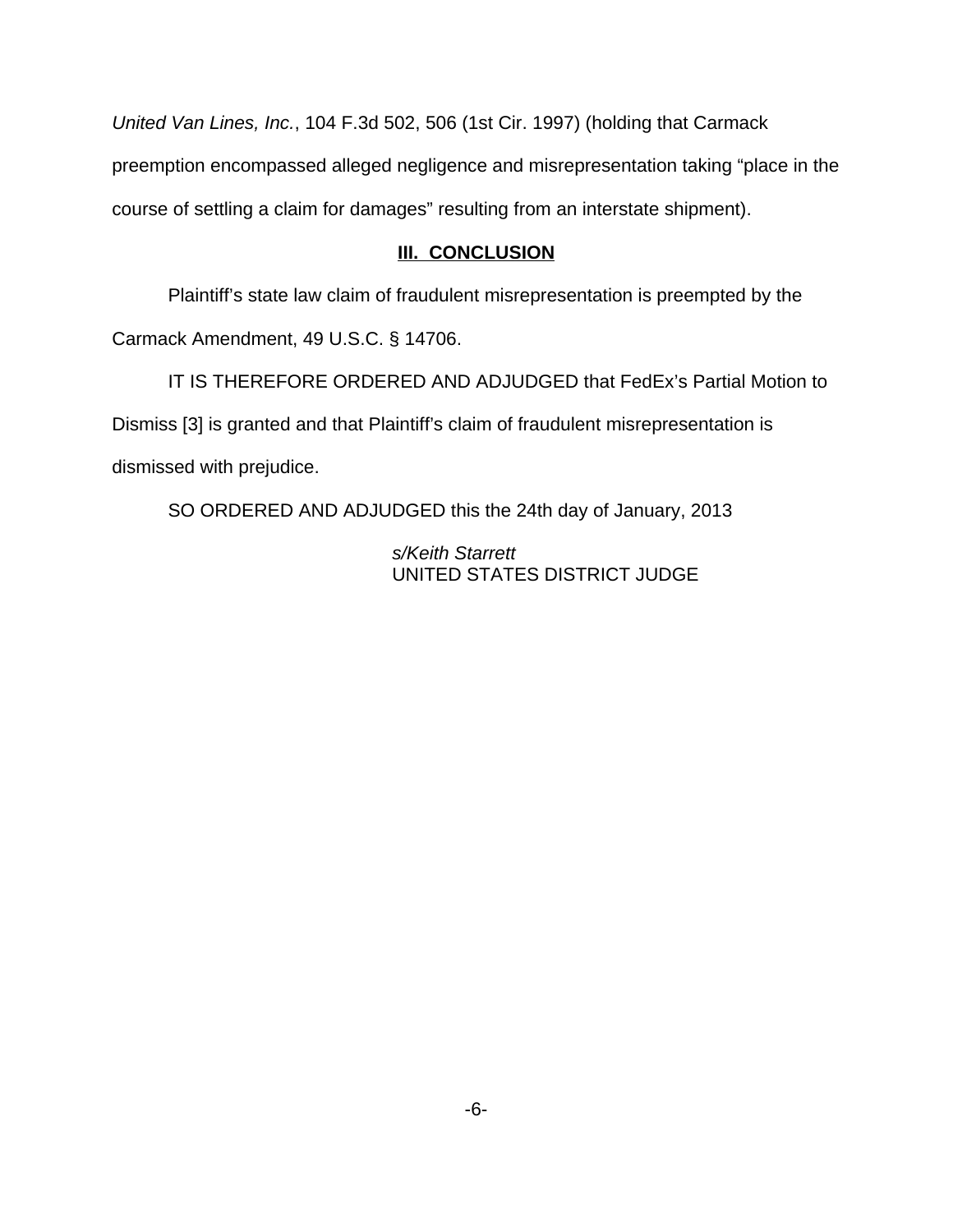*United Van Lines, Inc.*, 104 F.3d 502, 506 (1st Cir. 1997) (holding that Carmack preemption encompassed alleged negligence and misrepresentation taking "place in the course of settling a claim for damages" resulting from an interstate shipment).

## III. CONCLUSION

Plaintiff's state law claim of fraudulent misrepresentation is preempted by the Carmack Amendment, 49 U.S.C. § 14706.

IT IS THEREFORE ORDERED AND ADJUDGED that FedEx's Partial Motion to Dismiss [3] is granted and that Plaintiff's claim of fraudulent misrepresentation is dismissed with prejudice.

SO ORDERED AND ADJUDGED this the 24th day of January, 2013

*s/Keith Starrett*
UNITED STATES DISTRICT JUDGE